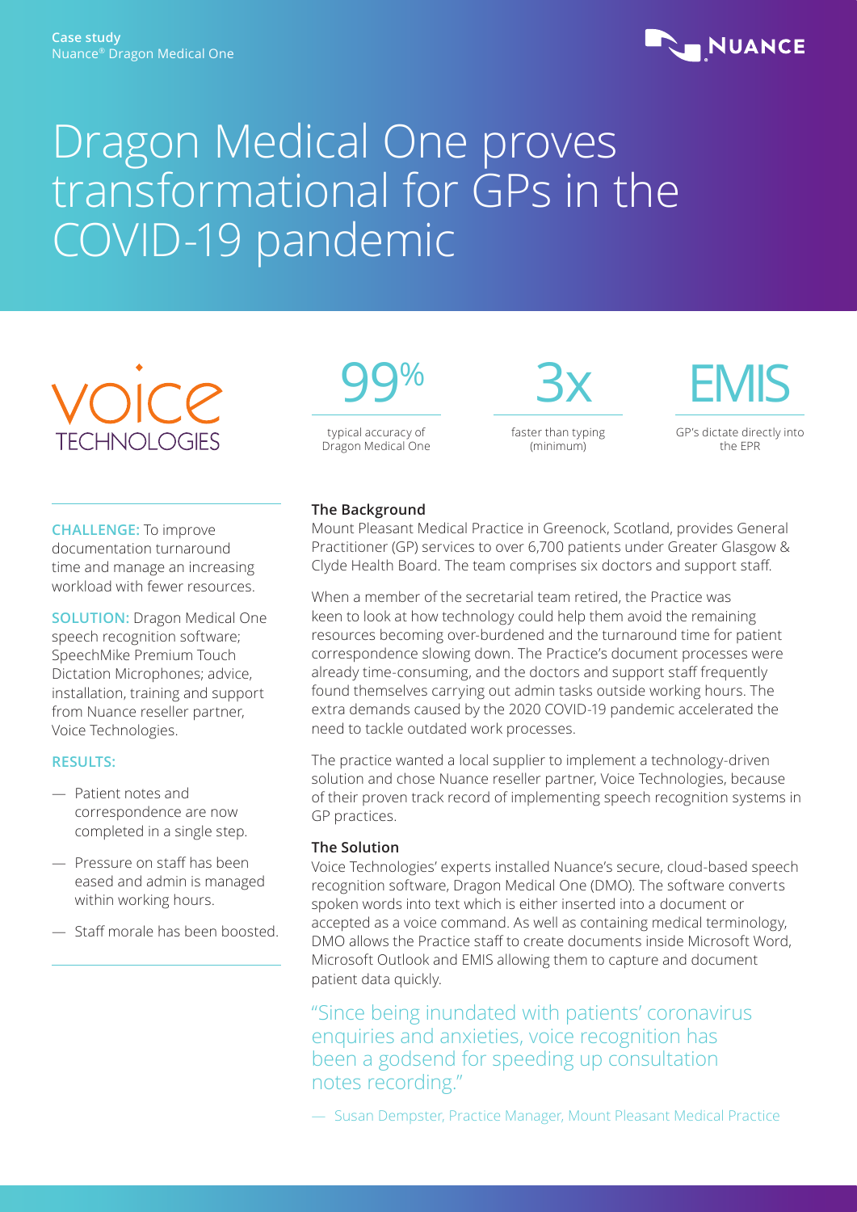Case study
Nuance® Dragon Medical One

NUANCE

# Dragon Medical One proves transformational for GPs in the COVID-19 pandemic

voice TECHNOLOGIES

**99%**
typical accuracy of Dragon Medical One

**3x**
faster than typing (minimum)

**EMIS**
GP's dictate directly into the EPR

**CHALLENGE:** To improve documentation turnaround time and manage an increasing workload with fewer resources.

**SOLUTION:** Dragon Medical One speech recognition software; SpeechMike Premium Touch Dictation Microphones; advice, installation, training and support from Nuance reseller partner, Voice Technologies.

**RESULTS:**

- Patient notes and correspondence are now completed in a single step.
- Pressure on staff has been eased and admin is managed within working hours.
- Staff morale has been boosted.

### The Background

Mount Pleasant Medical Practice in Greenock, Scotland, provides General Practitioner (GP) services to over 6,700 patients under Greater Glasgow & Clyde Health Board. The team comprises six doctors and support staff.

When a member of the secretarial team retired, the Practice was keen to look at how technology could help them avoid the remaining resources becoming over-burdened and the turnaround time for patient correspondence slowing down. The Practice's document processes were already time-consuming, and the doctors and support staff frequently found themselves carrying out admin tasks outside working hours. The extra demands caused by the 2020 COVID-19 pandemic accelerated the need to tackle outdated work processes.

The practice wanted a local supplier to implement a technology-driven solution and chose Nuance reseller partner, Voice Technologies, because of their proven track record of implementing speech recognition systems in GP practices.

### The Solution

Voice Technologies' experts installed Nuance's secure, cloud-based speech recognition software, Dragon Medical One (DMO). The software converts spoken words into text which is either inserted into a document or accepted as a voice command. As well as containing medical terminology, DMO allows the Practice staff to create documents inside Microsoft Word, Microsoft Outlook and EMIS allowing them to capture and document patient data quickly.

> "Since being inundated with patients' coronavirus enquiries and anxieties, voice recognition has been a godsend for speeding up consultation notes recording."
>
> — Susan Dempster, Practice Manager, Mount Pleasant Medical Practice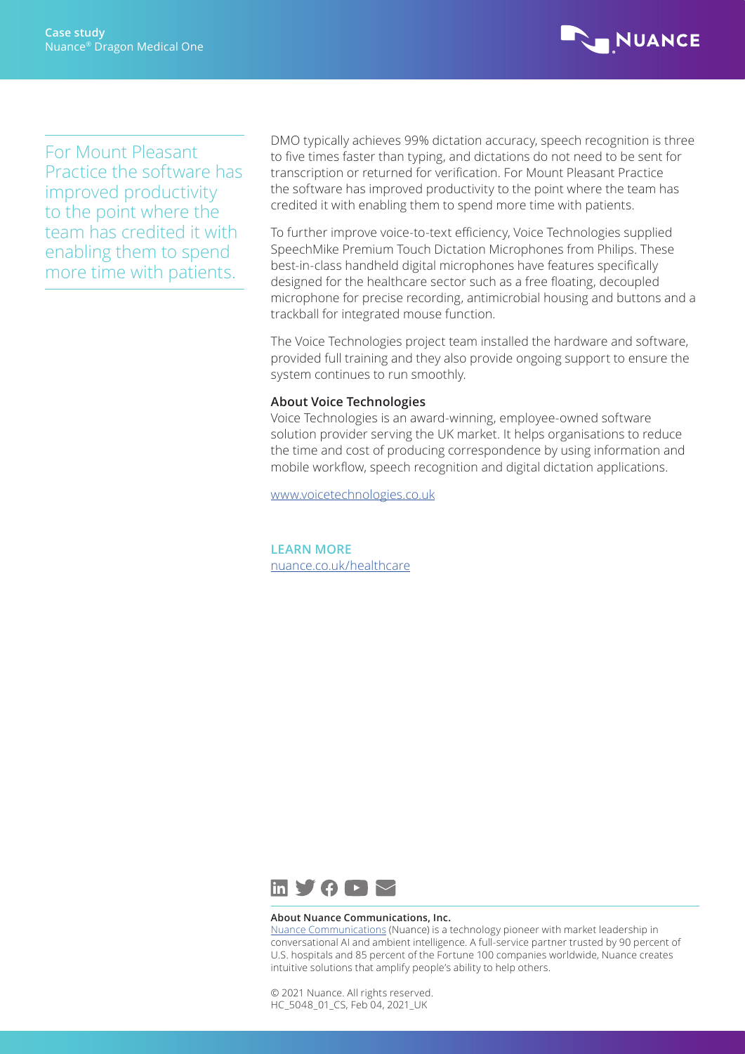For Mount Pleasant Practice the software has improved productivity to the point where the team has credited it with enabling them to spend more time with patients.

DMO typically achieves 99% dictation accuracy, speech recognition is three to five times faster than typing, and dictations do not need to be sent for transcription or returned for verification. For Mount Pleasant Practice the software has improved productivity to the point where the team has credited it with enabling them to spend more time with patients.

To further improve voice-to-text efficiency, Voice Technologies supplied SpeechMike Premium Touch Dictation Microphones from Philips. These best-in-class handheld digital microphones have features specifically designed for the healthcare sector such as a free floating, decoupled microphone for precise recording, antimicrobial housing and buttons and a trackball for integrated mouse function.

The Voice Technologies project team installed the hardware and software, provided full training and they also provide ongoing support to ensure the system continues to run smoothly.

**About Voice Technologies**

Voice Technologies is an award-winning, employee-owned software solution provider serving the UK market. It helps organisations to reduce the time and cost of producing correspondence by using information and mobile workflow, speech recognition and digital dictation applications.

[www.voicetechnologies.co.uk](http://www.voicetechnologies.co.uk)

**LEARN MORE**
[nuance.co.uk/healthcare](https://nuance.co.uk/healthcare)

**About Nuance Communications, Inc.**

Nuance Communications (Nuance) is a technology pioneer with market leadership in conversational AI and ambient intelligence. A full-service partner trusted by 90 percent of U.S. hospitals and 85 percent of the Fortune 100 companies worldwide, Nuance creates intuitive solutions that amplify people's ability to help others.

© 2021 Nuance. All rights reserved.
HC_5048_01_CS, Feb 04, 2021_UK